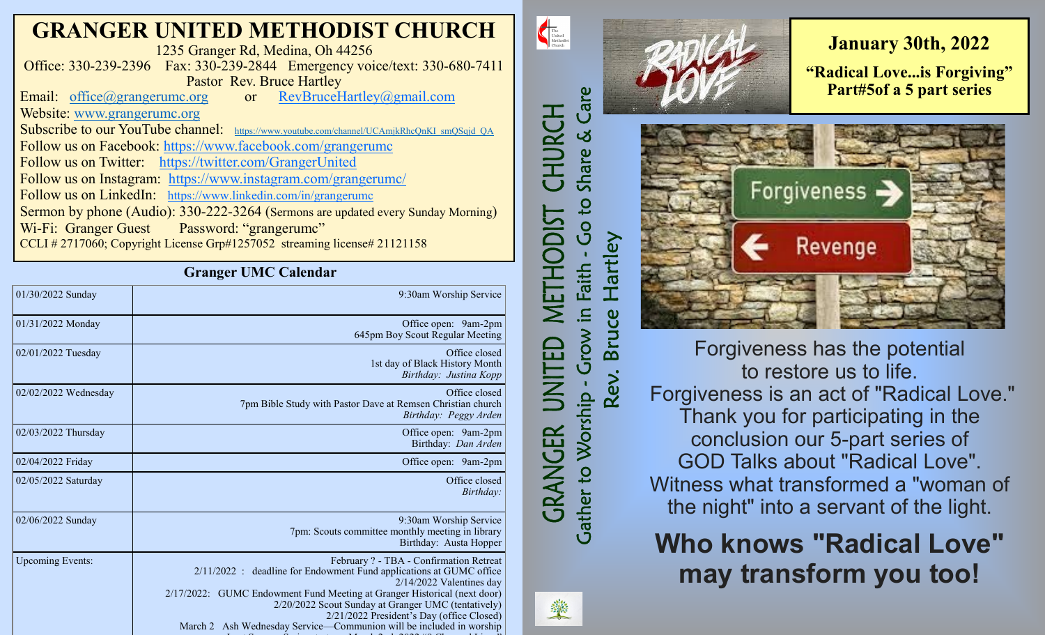# GRANGER UNITED METHODIST CHURCH

1235 Granger Rd, Medina, Oh 44256

Office: 330-239-2396 Fax: 330-239-2844 Emergency voice/text: 330-680-7411

Pastor Rev. Bruce Hartley

Email: office@grangerumc.org or RevBruceHartley@gmail.com

Website: www.grangerumc.org

Subscribe to our YouTube channel: https://www.youtube.com/channel/UCAmjkRhcQnKI_smQSqjd_QA

Follow us on Facebook: https://www.facebook.com/grangerumc

Follow us on Twitter: https://twitter.com/GrangerUnited

Follow us on Instagram: https://www.instagram.com/grangerumc/

Follow us on LinkedIn: https://www.linkedin.com/in/grangerumc

Sermon by phone (Audio): 330-222-3264 (Sermons are updated every Sunday Morning)

Wi-Fi: Granger Guest Password: "grangerumc"

CCLI # 2717060; Copyright License Grp#1257052 streaming license# 21121158

## Granger UMC Calendar

| Date | Events |
|---|---|
| 01/30/2022 Sunday | 9:30am Worship Service |
| 01/31/2022 Monday | Office open: 9am-2pm<br>645pm Boy Scout Regular Meeting |
| 02/01/2022 Tuesday | Office closed<br>1st day of Black History Month<br>*Birthday: Justina Kopp* |
| 02/02/2022 Wednesday | Office closed<br>7pm Bible Study with Pastor Dave at Remsen Christian church<br>*Birthday: Peggy Arden* |
| 02/03/2022 Thursday | Office open: 9am-2pm<br>Birthday: *Dan Arden* |
| 02/04/2022 Friday | Office open: 9am-2pm |
| 02/05/2022 Saturday | Office closed<br>*Birthday:* |
| 02/06/2022 Sunday | 9:30am Worship Service<br>7pm: Scouts committee monthly meeting in library<br>Birthday: Austa Hopper |
| Upcoming Events: | February ? - TBA - Confirmation Retreat<br>2/11/2022 : deadline for Endowment Fund applications at GUMC office<br>2/14/2022 Valentines day<br>2/17/2022: GUMC Endowment Fund Meeting at Granger Historical (next door)<br>2/20/2022 Scout Sunday at Granger UMC (tentatively)<br>2/21/2022 President's Day (office Closed)<br>March 2 Ash Wednesday Service—Communion will be included in worship |

GRANGER UNITED METHODIST CHURCH

Gather to Worship - Grow in Faith - Go to Share & Care

Rev. Bruce Hartley

## January 30th, 2022

**"Radical Love...is Forgiving"**
**Part#5of a 5 part series**

Forgiveness has the potential to restore us to life. Forgiveness is an act of "Radical Love." Thank you for participating in the conclusion our 5-part series of GOD Talks about "Radical Love". Witness what transformed a "woman of the night" into a servant of the light.

**Who knows "Radical Love" may transform you too!**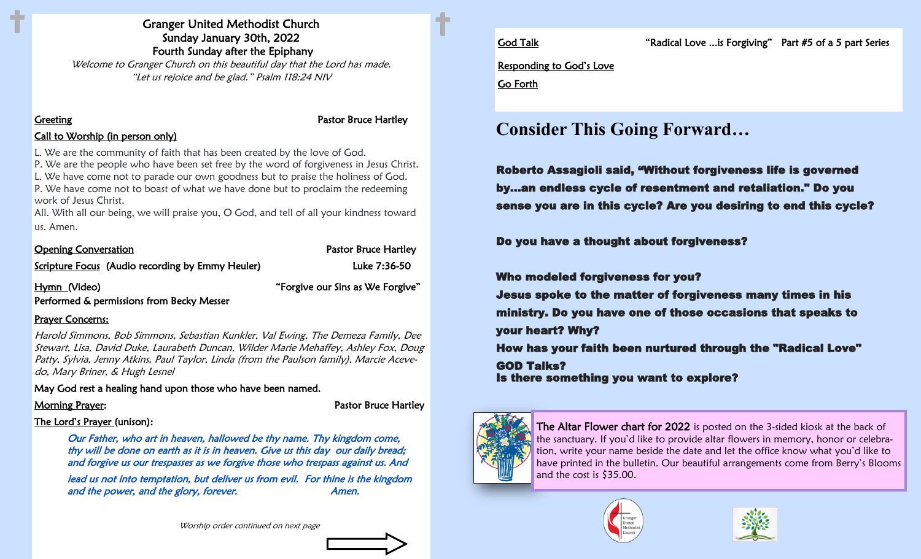Granger United Methodist Church
Sunday January 30th, 2022
Fourth Sunday after the Epiphany

*Welcome to Granger Church on this beautiful day that the Lord has made.*
*"Let us rejoice and be glad." Psalm 118:24 NIV*

Greeting — Pastor Bruce Hartley

Call to Worship (in person only)

L. We are the community of faith that has been created by the love of God.
P. We are the people who have been set free by the word of forgiveness in Jesus Christ.
L. We have come not to parade our own goodness but to praise the holiness of God.
P. We have come not to boast of what we have done but to proclaim the redeeming work of Jesus Christ.
All. With all our being, we will praise you, O God, and tell of all your kindness toward us. Amen.

Opening Conversation — Pastor Bruce Hartley

Scripture Focus (Audio recording by Emmy Heuler) — Luke 7:36-50

Hymn (Video) — "Forgive our Sins as We Forgive"
Performed & permissions from Becky Messer

Prayer Concerns:

*Harold Simmons, Bob Simmons, Sebastian Kunkler, Val Ewing, The Demeza Family, Dee Stewart, Lisa, David Duke, Laurabeth Duncan, Wilder Marie Mehaffey, Ashley Fox, Doug Patty, Sylvia, Jenny Atkins, Paul Taylor, Linda (from the Paulson family), Marcie Acevedo, Mary Briner, & Hugh Lesnel*

May God rest a healing hand upon those who have been named.

Morning Prayer: — Pastor Bruce Hartley

The Lord's Prayer (unison):

*Our Father, who art in heaven, hallowed be thy name. Thy kingdom come, thy will be done on earth as it is in heaven. Give us this day our daily bread; and forgive us our trespasses as we forgive those who trespass against us. And lead us not into temptation, but deliver us from evil. For thine is the kingdom and the power, and the glory, forever. Amen.*

*Worship order continued on next page*

God Talk — "Radical Love ...is Forgiving" Part #5 of a 5 part Series

Responding to God's Love

Go Forth

# Consider This Going Forward…

**Roberto Assagioli said, "Without forgiveness life is governed by…an endless cycle of resentment and retaliation." Do you sense you are in this cycle? Are you desiring to end this cycle?**

**Do you have a thought about forgiveness?**

**Who modeled forgiveness for you?**
**Jesus spoke to the matter of forgiveness many times in his ministry. Do you have one of those occasions that speaks to your heart? Why?**
**How has your faith been nurtured through the "Radical Love" GOD Talks?**
**Is there something you want to explore?**

The Altar Flower chart for 2022 is posted on the 3-sided kiosk at the back of the sanctuary. If you'd like to provide altar flowers in memory, honor or celebration, write your name beside the date and let the office know what you'd like to have printed in the bulletin. Our beautiful arrangements come from Berry's Blooms and the cost is $35.00.

Granger United Methodist Church